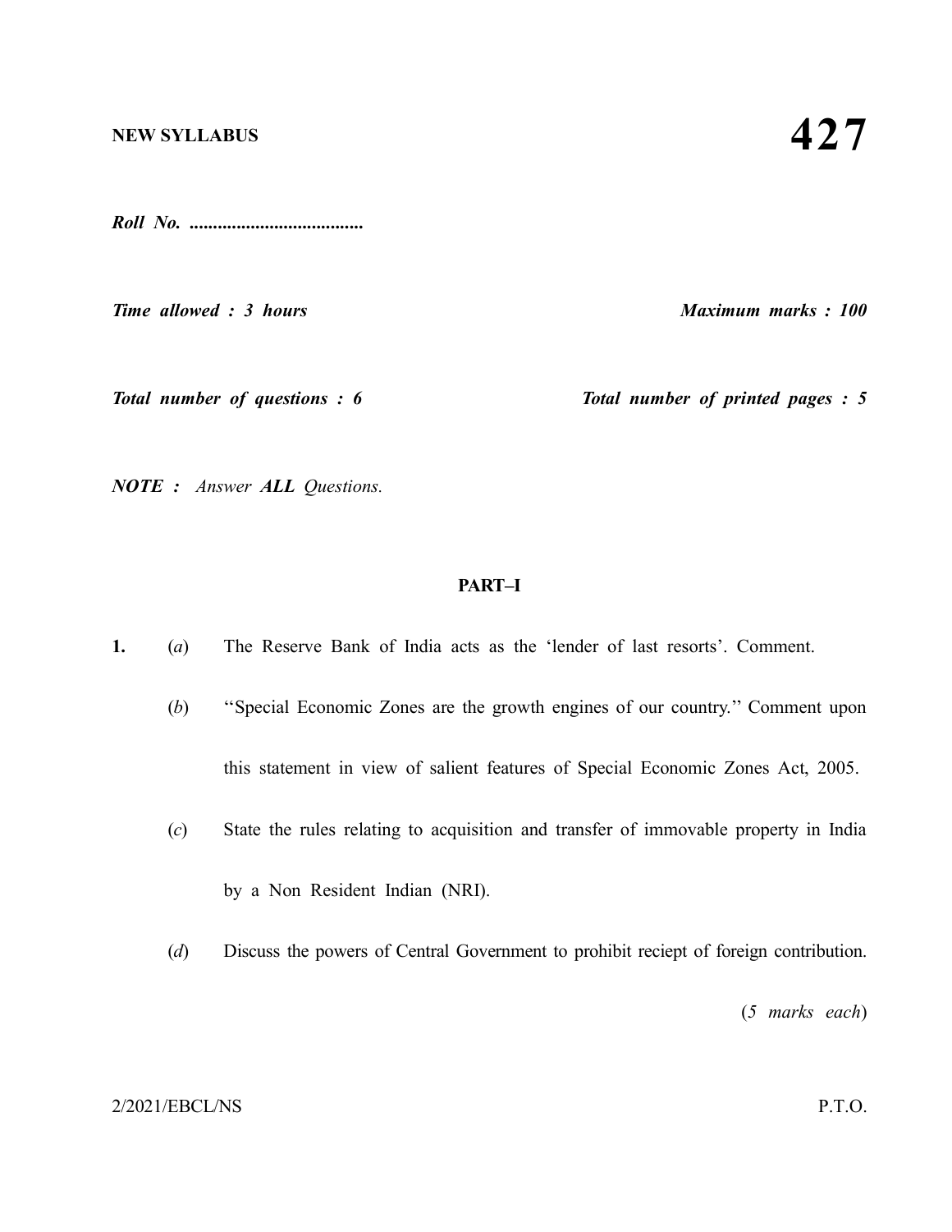**NEW SYLLABUS** **427**

*Roll No. ....................................*

*Time allowed : 3 hours* *Maximum marks : 100*

*Total number of questions : 6* *Total number of printed pages : 5*

*NOTE : Answer **ALL** Questions.*

## PART–I

1. (*a*) The Reserve Bank of India acts as the 'lender of last resorts'. Comment.

   (*b*) ''Special Economic Zones are the growth engines of our country.'' Comment upon this statement in view of salient features of Special Economic Zones Act, 2005.

   (*c*) State the rules relating to acquisition and transfer of immovable property in India by a Non Resident Indian (NRI).

   (*d*) Discuss the powers of Central Government to prohibit reciept of foreign contribution.

   (*5 marks each*)

2/2021/EBCL/NS P.T.O.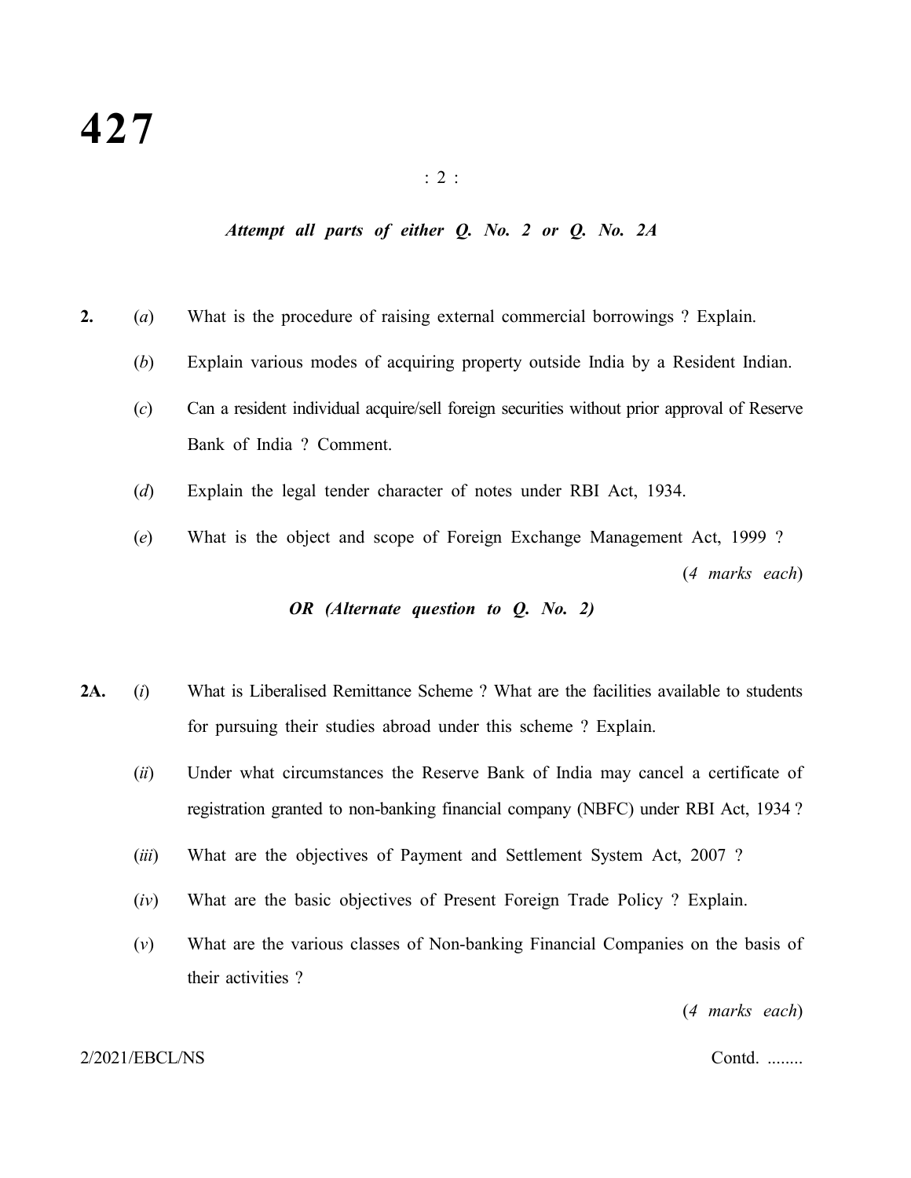*Attempt all parts of either Q. No. 2 or Q. No. 2A*

**2.** (*a*) What is the procedure of raising external commercial borrowings ? Explain.

(*b*) Explain various modes of acquiring property outside India by a Resident Indian.

(*c*) Can a resident individual acquire/sell foreign securities without prior approval of Reserve Bank of India ? Comment.

(*d*) Explain the legal tender character of notes under RBI Act, 1934.

(*e*) What is the object and scope of Foreign Exchange Management Act, 1999 ?

(*4 marks each*)

***OR (Alternate question to Q. No. 2)***

**2A.** (*i*) What is Liberalised Remittance Scheme ? What are the facilities available to students for pursuing their studies abroad under this scheme ? Explain.

(*ii*) Under what circumstances the Reserve Bank of India may cancel a certificate of registration granted to non-banking financial company (NBFC) under RBI Act, 1934 ?

(*iii*) What are the objectives of Payment and Settlement System Act, 2007 ?

(*iv*) What are the basic objectives of Present Foreign Trade Policy ? Explain.

(*v*) What are the various classes of Non-banking Financial Companies on the basis of their activities ?

(*4 marks each*)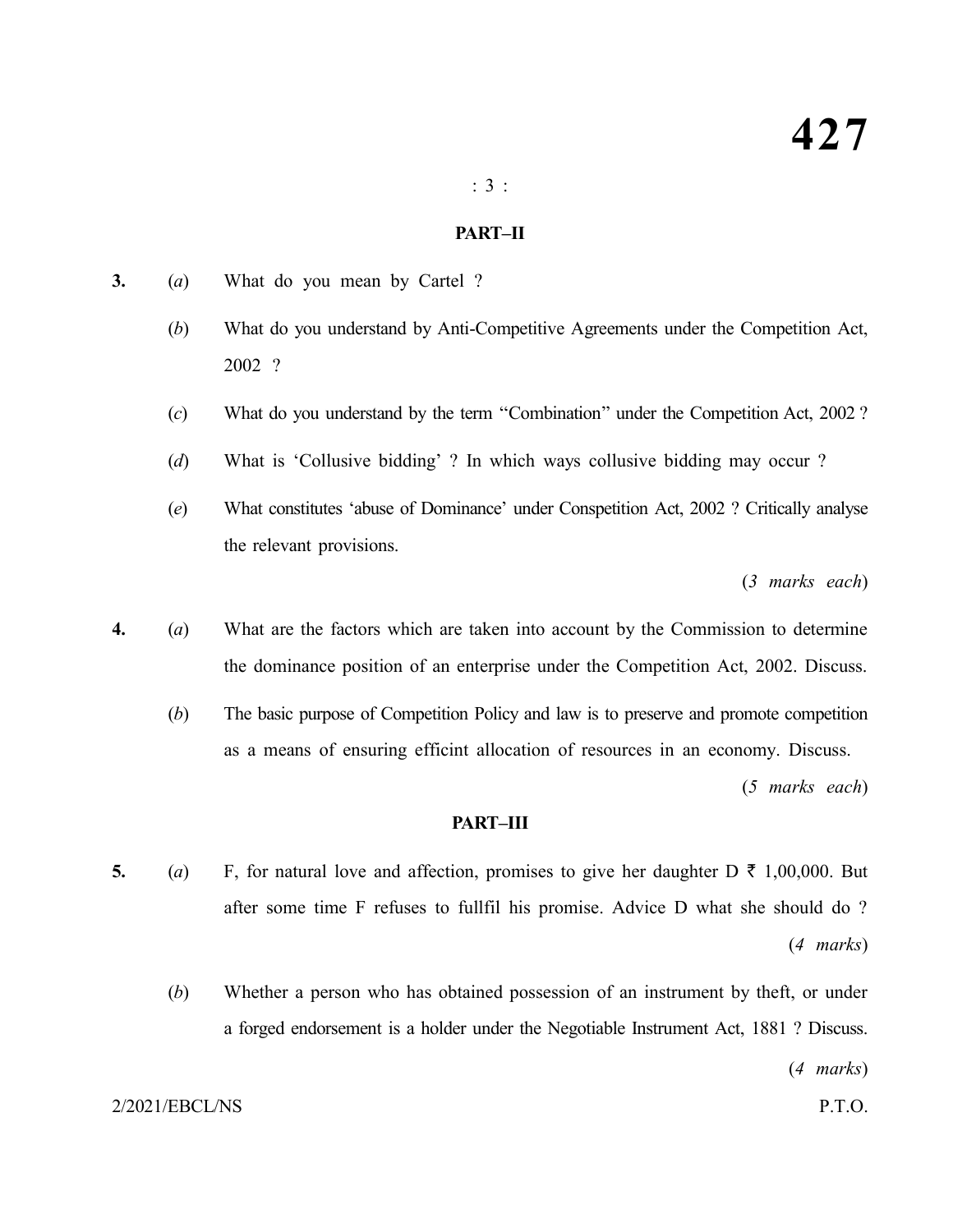## PART–II

**3.** (*a*) What do you mean by Cartel ?

(*b*) What do you understand by Anti-Competitive Agreements under the Competition Act, 2002 ?

(*c*) What do you understand by the term "Combination" under the Competition Act, 2002 ?

(*d*) What is 'Collusive bidding' ? In which ways collusive bidding may occur ?

(*e*) What constitutes 'abuse of Dominance' under Conspetition Act, 2002 ? Critically analyse the relevant provisions.

(*3 marks each*)

**4.** (*a*) What are the factors which are taken into account by the Commission to determine the dominance position of an enterprise under the Competition Act, 2002. Discuss.

(*b*) The basic purpose of Competition Policy and law is to preserve and promote competition as a means of ensuring efficint allocation of resources in an economy. Discuss.

(*5 marks each*)

## PART–III

**5.** (*a*) F, for natural love and affection, promises to give her daughter D ₹ 1,00,000. But after some time F refuses to fullfil his promise. Advice D what she should do ?

(*4 marks*)

(*b*) Whether a person who has obtained possession of an instrument by theft, or under a forged endorsement is a holder under the Negotiable Instrument Act, 1881 ? Discuss.

(*4 marks*)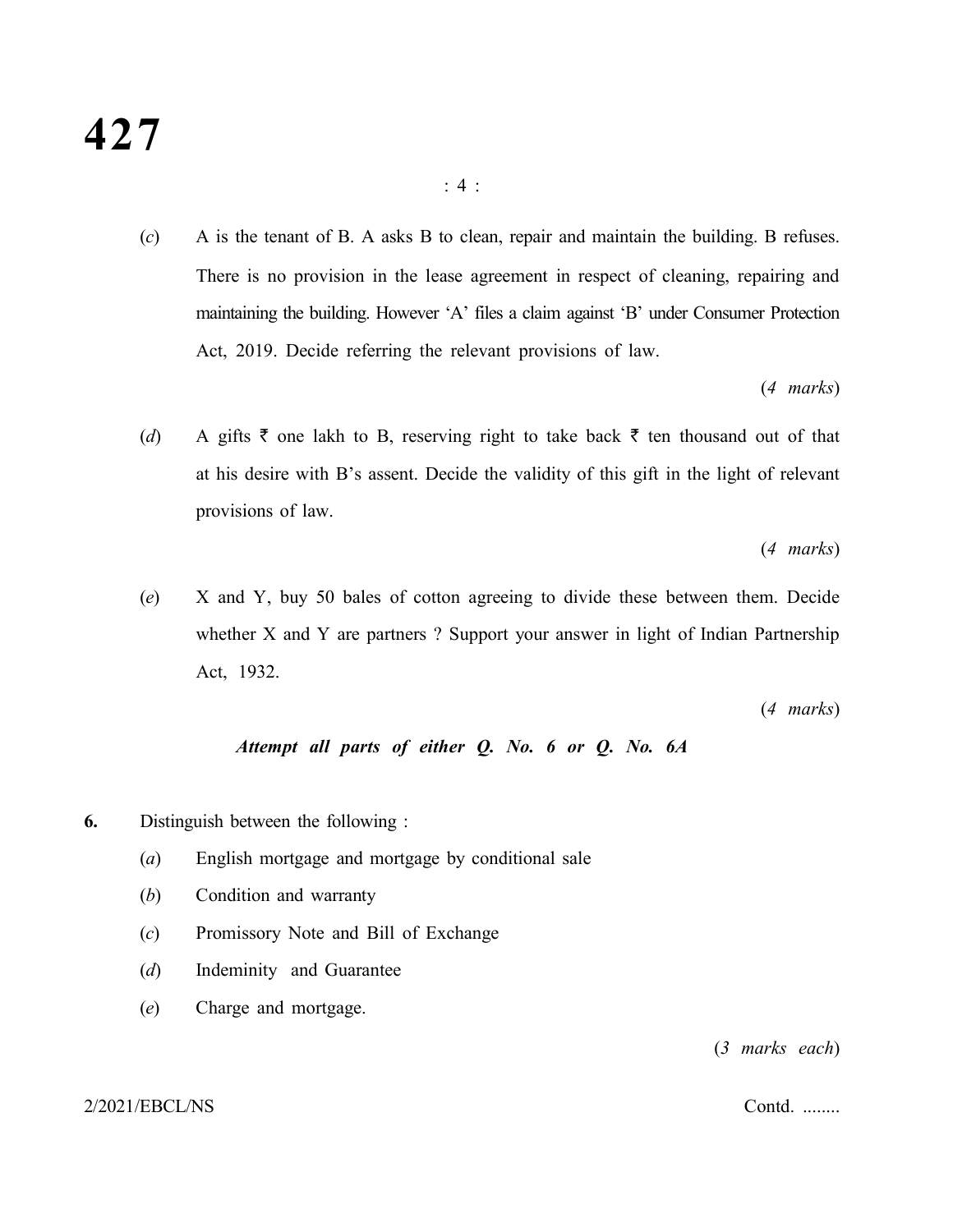(*c*) A is the tenant of B. A asks B to clean, repair and maintain the building. B refuses. There is no provision in the lease agreement in respect of cleaning, repairing and maintaining the building. However 'A' files a claim against 'B' under Consumer Protection Act, 2019. Decide referring the relevant provisions of law.

(*4 marks*)

(*d*) A gifts ₹ one lakh to B, reserving right to take back ₹ ten thousand out of that at his desire with B's assent. Decide the validity of this gift in the light of relevant provisions of law.

(*4 marks*)

(*e*) X and Y, buy 50 bales of cotton agreeing to divide these between them. Decide whether X and Y are partners ? Support your answer in light of Indian Partnership Act, 1932.

(*4 marks*)

***Attempt all parts of either Q. No. 6 or Q. No. 6A***

**6.** Distinguish between the following :

(*a*) English mortgage and mortgage by conditional sale

(*b*) Condition and warranty

(*c*) Promissory Note and Bill of Exchange

(*d*) Indeminity and Guarantee

(*e*) Charge and mortgage.

(*3 marks each*)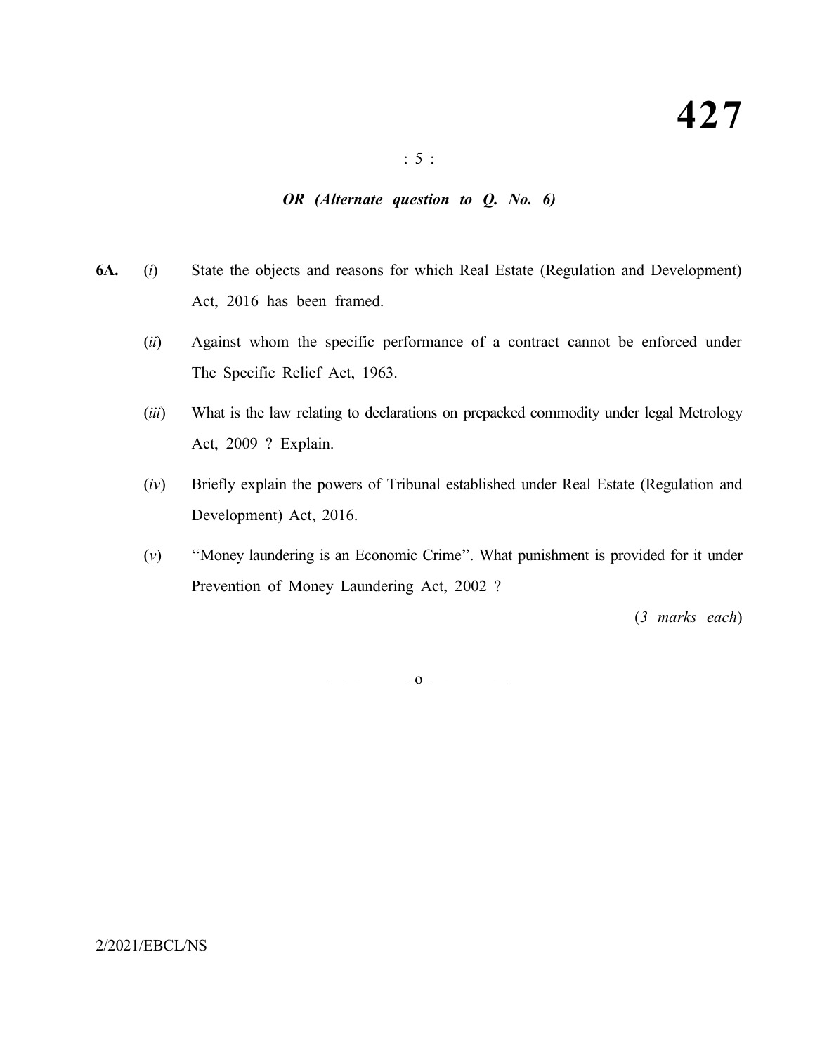*OR (Alternate question to Q. No. 6)*

**6A.** (*i*) State the objects and reasons for which Real Estate (Regulation and Development) Act, 2016 has been framed.

(*ii*) Against whom the specific performance of a contract cannot be enforced under The Specific Relief Act, 1963.

(*iii*) What is the law relating to declarations on prepacked commodity under legal Metrology Act, 2009 ? Explain.

(*iv*) Briefly explain the powers of Tribunal established under Real Estate (Regulation and Development) Act, 2016.

(*v*) "Money laundering is an Economic Crime". What punishment is provided for it under Prevention of Money Laundering Act, 2002 ?

(*3 marks each*)

———— o ————